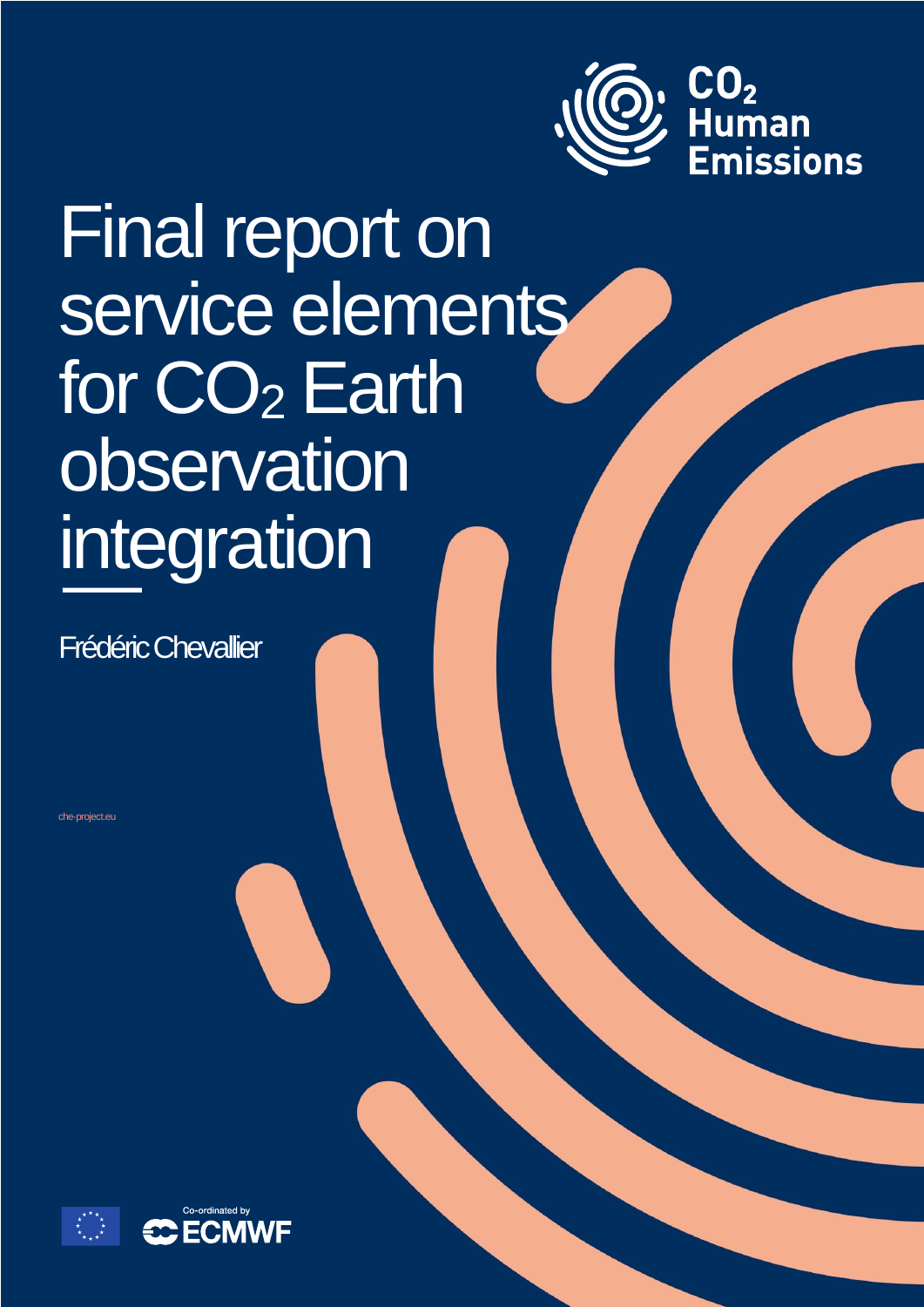CO₂ Human Emissions

# Final report on service elements for $CO_2$ Earth observation integration

Frédéric Chevallier

che-project.eu

Co-ordinated by ECMWF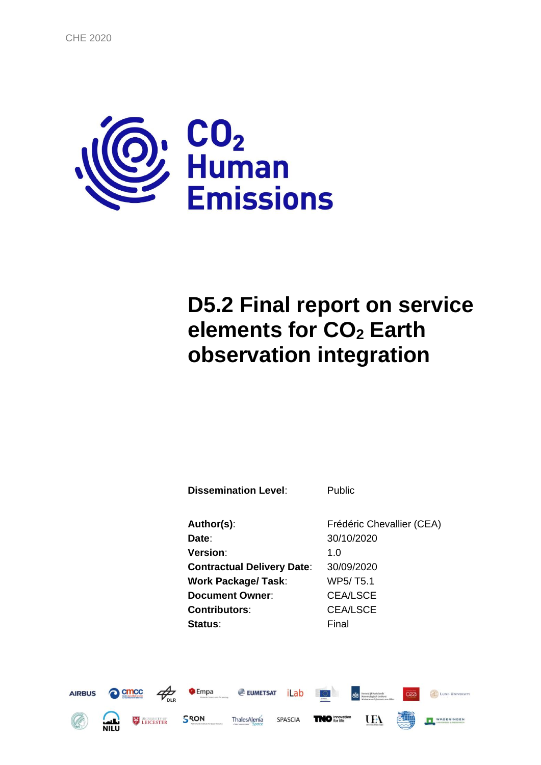# D5.2 Final report on service elements for $CO_2$ Earth observation integration

| | |
|---|---|
| **Dissemination Level**: | Public |
| **Author(s)**: | Frédéric Chevallier (CEA) |
| **Date**: | 30/10/2020 |
| **Version**: | 1.0 |
| **Contractual Delivery Date**: | 30/09/2020 |
| **Work Package/ Task**: | WP5/ T5.1 |
| **Document Owner**: | CEA/LSCE |
| **Contributors**: | CEA/LSCE |
| **Status**: | Final |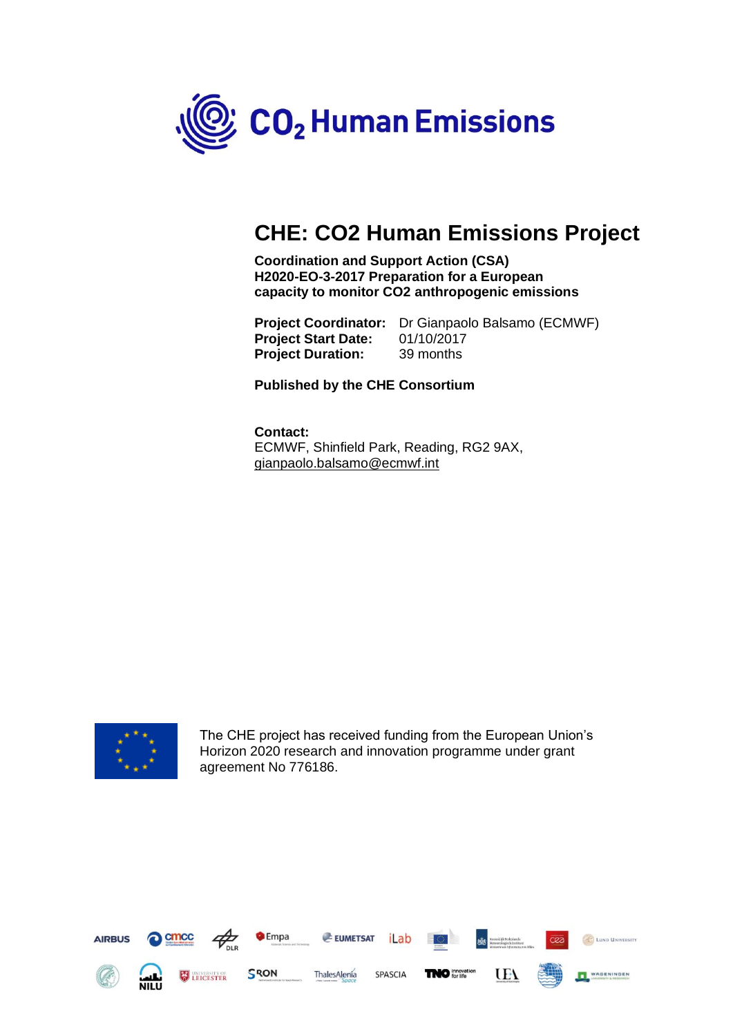# CO2 Human Emissions

# CHE: CO2 Human Emissions Project

**Coordination and Support Action (CSA)**
**H2020-EO-3-2017 Preparation for a European capacity to monitor CO2 anthropogenic emissions**

| | |
|---|---|
| **Project Coordinator:** | Dr Gianpaolo Balsamo (ECMWF) |
| **Project Start Date:** | 01/10/2017 |
| **Project Duration:** | 39 months |

**Published by the CHE Consortium**

**Contact:**
ECMWF, Shinfield Park, Reading, RG2 9AX,
gianpaolo.balsamo@ecmwf.int

The CHE project has received funding from the European Union's Horizon 2020 research and innovation programme under grant agreement No 776186.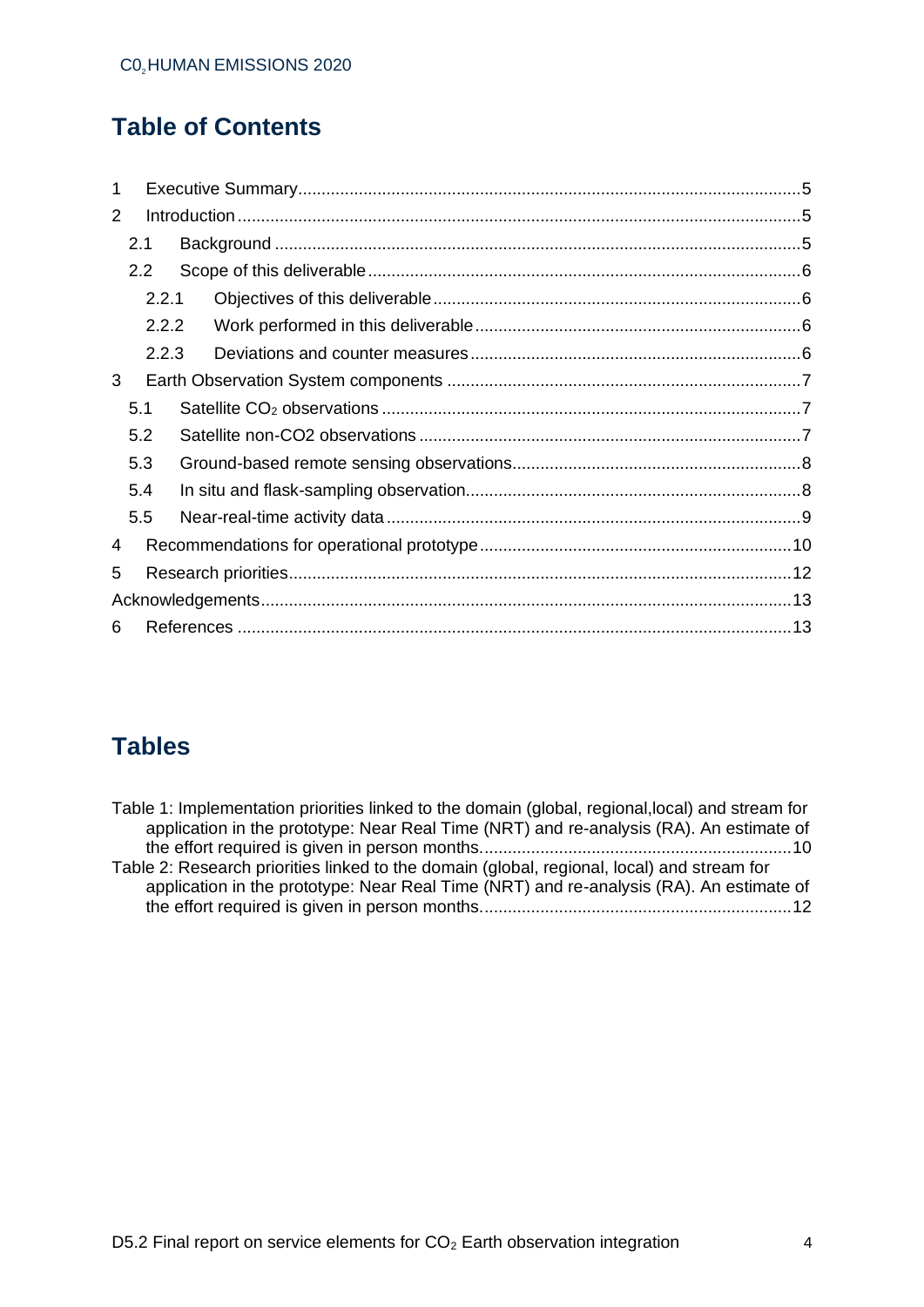# Table of Contents

1 Executive Summary.....5
2 Introduction.....5
  2.1 Background.....5
  2.2 Scope of this deliverable.....6
    2.2.1 Objectives of this deliverable.....6
    2.2.2 Work performed in this deliverable.....6
    2.2.3 Deviations and counter measures.....6
3 Earth Observation System components.....7
  5.1 Satellite $CO_2$ observations.....7
  5.2 Satellite non-CO2 observations.....7
  5.3 Ground-based remote sensing observations.....8
  5.4 In situ and flask-sampling observation.....8
  5.5 Near-real-time activity data.....9
4 Recommendations for operational prototype.....10
5 Research priorities.....12
Acknowledgements.....13
6 References.....13

# Tables

Table 1: Implementation priorities linked to the domain (global, regional,local) and stream for application in the prototype: Near Real Time (NRT) and re-analysis (RA). An estimate of the effort required is given in person months.....10

Table 2: Research priorities linked to the domain (global, regional, local) and stream for application in the prototype: Near Real Time (NRT) and re-analysis (RA). An estimate of the effort required is given in person months.....12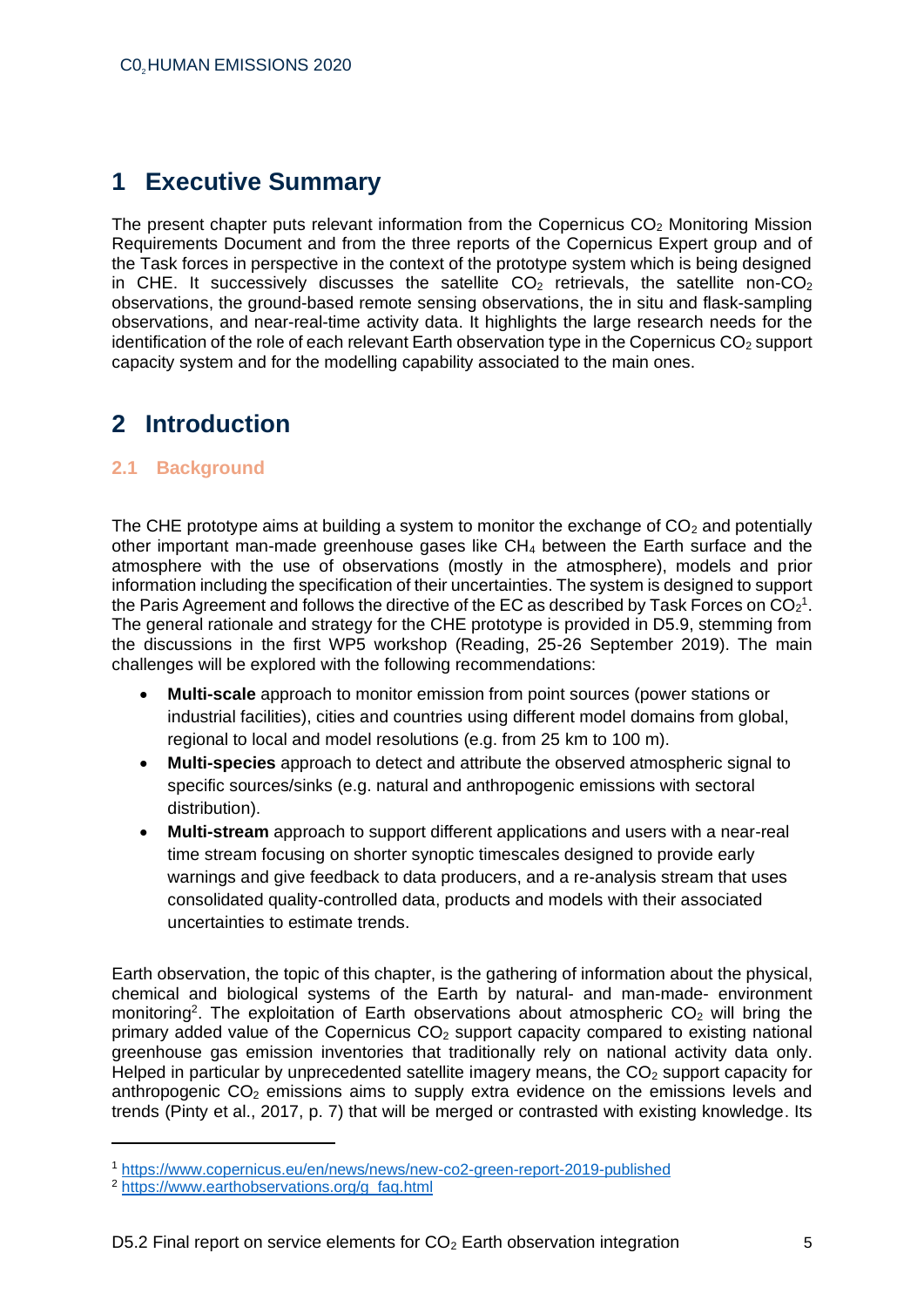# 1 Executive Summary

The present chapter puts relevant information from the Copernicus $CO_2$ Monitoring Mission Requirements Document and from the three reports of the Copernicus Expert group and of the Task forces in perspective in the context of the prototype system which is being designed in CHE. It successively discusses the satellite $CO_2$ retrievals, the satellite non-$CO_2$ observations, the ground-based remote sensing observations, the in situ and flask-sampling observations, and near-real-time activity data. It highlights the large research needs for the identification of the role of each relevant Earth observation type in the Copernicus $CO_2$ support capacity system and for the modelling capability associated to the main ones.

# 2 Introduction

## 2.1 Background

The CHE prototype aims at building a system to monitor the exchange of $CO_2$ and potentially other important man-made greenhouse gases like $CH_4$ between the Earth surface and the atmosphere with the use of observations (mostly in the atmosphere), models and prior information including the specification of their uncertainties. The system is designed to support the Paris Agreement and follows the directive of the EC as described by Task Forces on $CO_2$[1]. The general rationale and strategy for the CHE prototype is provided in D5.9, stemming from the discussions in the first WP5 workshop (Reading, 25-26 September 2019). The main challenges will be explored with the following recommendations:

- **Multi-scale** approach to monitor emission from point sources (power stations or industrial facilities), cities and countries using different model domains from global, regional to local and model resolutions (e.g. from 25 km to 100 m).
- **Multi-species** approach to detect and attribute the observed atmospheric signal to specific sources/sinks (e.g. natural and anthropogenic emissions with sectoral distribution).
- **Multi-stream** approach to support different applications and users with a near-real time stream focusing on shorter synoptic timescales designed to provide early warnings and give feedback to data producers, and a re-analysis stream that uses consolidated quality-controlled data, products and models with their associated uncertainties to estimate trends.

Earth observation, the topic of this chapter, is the gathering of information about the physical, chemical and biological systems of the Earth by natural- and man-made- environment monitoring[2]. The exploitation of Earth observations about atmospheric $CO_2$ will bring the primary added value of the Copernicus $CO_2$ support capacity compared to existing national greenhouse gas emission inventories that traditionally rely on national activity data only. Helped in particular by unprecedented satellite imagery means, the $CO_2$ support capacity for anthropogenic $CO_2$ emissions aims to supply extra evidence on the emissions levels and trends (Pinty et al., 2017, p. 7) that will be merged or contrasted with existing knowledge. Its

[1] https://www.copernicus.eu/en/news/news/new-co2-green-report-2019-published

[2] https://www.earthobservations.org/g_faq.html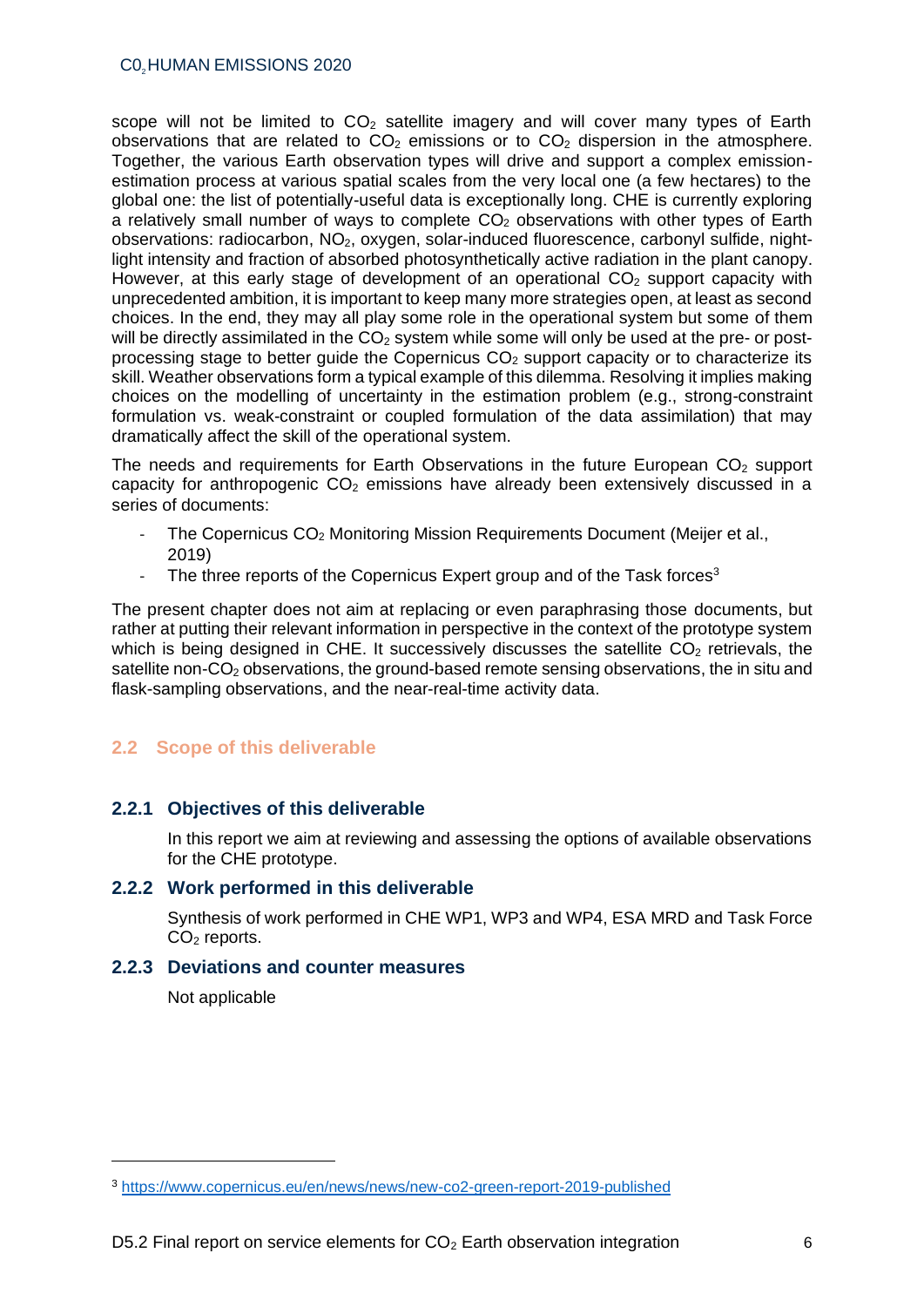scope will not be limited to $CO_2$ satellite imagery and will cover many types of Earth observations that are related to $CO_2$ emissions or to $CO_2$ dispersion in the atmosphere. Together, the various Earth observation types will drive and support a complex emission-estimation process at various spatial scales from the very local one (a few hectares) to the global one: the list of potentially-useful data is exceptionally long. CHE is currently exploring a relatively small number of ways to complete $CO_2$ observations with other types of Earth observations: radiocarbon, $NO_2$, oxygen, solar-induced fluorescence, carbonyl sulfide, night-light intensity and fraction of absorbed photosynthetically active radiation in the plant canopy. However, at this early stage of development of an operational $CO_2$ support capacity with unprecedented ambition, it is important to keep many more strategies open, at least as second choices. In the end, they may all play some role in the operational system but some of them will be directly assimilated in the $CO_2$ system while some will only be used at the pre- or post-processing stage to better guide the Copernicus $CO_2$ support capacity or to characterize its skill. Weather observations form a typical example of this dilemma. Resolving it implies making choices on the modelling of uncertainty in the estimation problem (e.g., strong-constraint formulation vs. weak-constraint or coupled formulation of the data assimilation) that may dramatically affect the skill of the operational system.

The needs and requirements for Earth Observations in the future European $CO_2$ support capacity for anthropogenic $CO_2$ emissions have already been extensively discussed in a series of documents:

- The Copernicus $CO_2$ Monitoring Mission Requirements Document (Meijer et al., 2019)
- The three reports of the Copernicus Expert group and of the Task forces[3]

The present chapter does not aim at replacing or even paraphrasing those documents, but rather at putting their relevant information in perspective in the context of the prototype system which is being designed in CHE. It successively discusses the satellite $CO_2$ retrievals, the satellite non-$CO_2$ observations, the ground-based remote sensing observations, the in situ and flask-sampling observations, and the near-real-time activity data.

## 2.2 Scope of this deliverable

### 2.2.1 Objectives of this deliverable

In this report we aim at reviewing and assessing the options of available observations for the CHE prototype.

### 2.2.2 Work performed in this deliverable

Synthesis of work performed in CHE WP1, WP3 and WP4, ESA MRD and Task Force $CO_2$ reports.

### 2.2.3 Deviations and counter measures

Not applicable

[3] https://www.copernicus.eu/en/news/news/new-co2-green-report-2019-published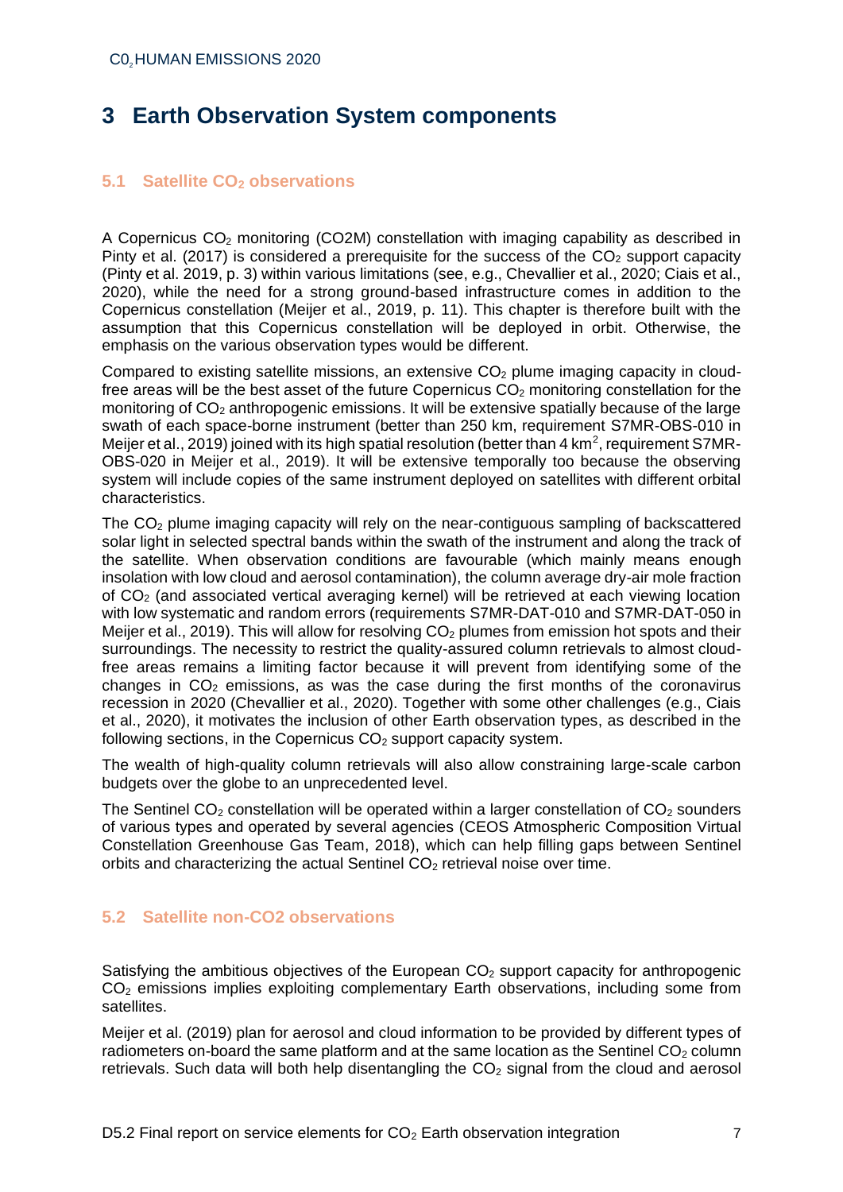# 3 Earth Observation System components

## 5.1 Satellite $CO_2$ observations

A Copernicus $CO_2$ monitoring (CO2M) constellation with imaging capability as described in Pinty et al. (2017) is considered a prerequisite for the success of the $CO_2$ support capacity (Pinty et al. 2019, p. 3) within various limitations (see, e.g., Chevallier et al., 2020; Ciais et al., 2020), while the need for a strong ground-based infrastructure comes in addition to the Copernicus constellation (Meijer et al., 2019, p. 11). This chapter is therefore built with the assumption that this Copernicus constellation will be deployed in orbit. Otherwise, the emphasis on the various observation types would be different.

Compared to existing satellite missions, an extensive $CO_2$ plume imaging capacity in cloud-free areas will be the best asset of the future Copernicus $CO_2$ monitoring constellation for the monitoring of $CO_2$ anthropogenic emissions. It will be extensive spatially because of the large swath of each space-borne instrument (better than 250 km, requirement S7MR-OBS-010 in Meijer et al., 2019) joined with its high spatial resolution (better than 4 $km^2$, requirement S7MR-OBS-020 in Meijer et al., 2019). It will be extensive temporally too because the observing system will include copies of the same instrument deployed on satellites with different orbital characteristics.

The $CO_2$ plume imaging capacity will rely on the near-contiguous sampling of backscattered solar light in selected spectral bands within the swath of the instrument and along the track of the satellite. When observation conditions are favourable (which mainly means enough insolation with low cloud and aerosol contamination), the column average dry-air mole fraction of $CO_2$ (and associated vertical averaging kernel) will be retrieved at each viewing location with low systematic and random errors (requirements S7MR-DAT-010 and S7MR-DAT-050 in Meijer et al., 2019). This will allow for resolving $CO_2$ plumes from emission hot spots and their surroundings. The necessity to restrict the quality-assured column retrievals to almost cloud-free areas remains a limiting factor because it will prevent from identifying some of the changes in $CO_2$ emissions, as was the case during the first months of the coronavirus recession in 2020 (Chevallier et al., 2020). Together with some other challenges (e.g., Ciais et al., 2020), it motivates the inclusion of other Earth observation types, as described in the following sections, in the Copernicus $CO_2$ support capacity system.

The wealth of high-quality column retrievals will also allow constraining large-scale carbon budgets over the globe to an unprecedented level.

The Sentinel $CO_2$ constellation will be operated within a larger constellation of $CO_2$ sounders of various types and operated by several agencies (CEOS Atmospheric Composition Virtual Constellation Greenhouse Gas Team, 2018), which can help filling gaps between Sentinel orbits and characterizing the actual Sentinel $CO_2$ retrieval noise over time.

## 5.2 Satellite non-CO2 observations

Satisfying the ambitious objectives of the European $CO_2$ support capacity for anthropogenic $CO_2$ emissions implies exploiting complementary Earth observations, including some from satellites.

Meijer et al. (2019) plan for aerosol and cloud information to be provided by different types of radiometers on-board the same platform and at the same location as the Sentinel $CO_2$ column retrievals. Such data will both help disentangling the $CO_2$ signal from the cloud and aerosol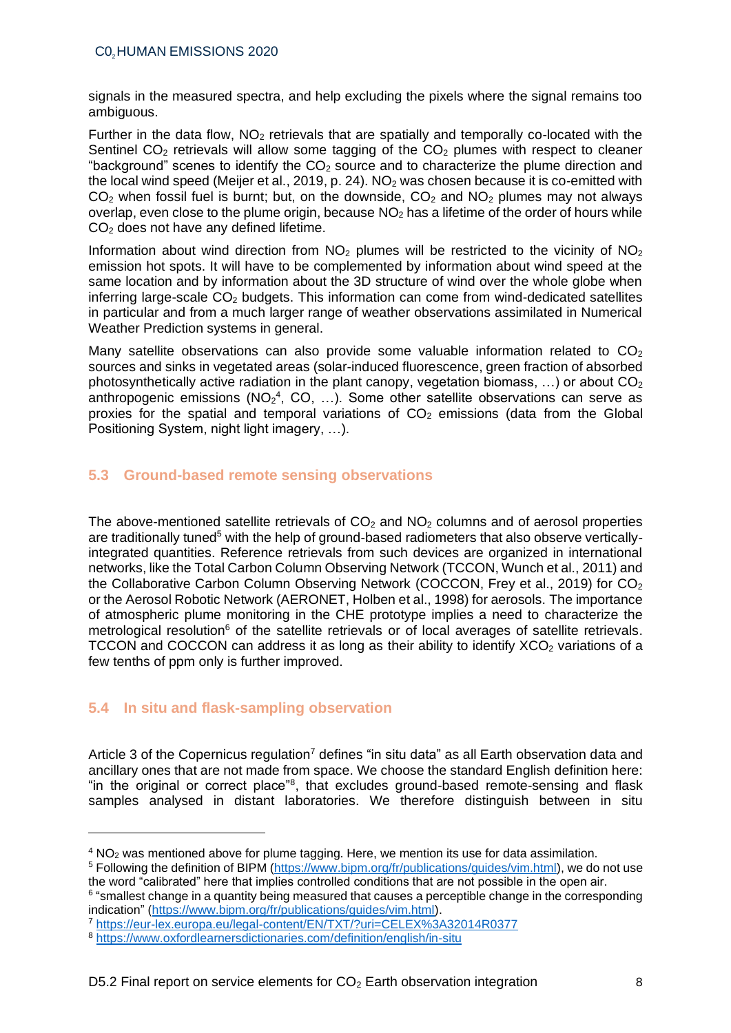signals in the measured spectra, and help excluding the pixels where the signal remains too ambiguous.

Further in the data flow, $NO_2$ retrievals that are spatially and temporally co-located with the Sentinel $CO_2$ retrievals will allow some tagging of the $CO_2$ plumes with respect to cleaner "background" scenes to identify the $CO_2$ source and to characterize the plume direction and the local wind speed (Meijer et al., 2019, p. 24). $NO_2$ was chosen because it is co-emitted with $CO_2$ when fossil fuel is burnt; but, on the downside, $CO_2$ and $NO_2$ plumes may not always overlap, even close to the plume origin, because $NO_2$ has a lifetime of the order of hours while $CO_2$ does not have any defined lifetime.

Information about wind direction from $NO_2$ plumes will be restricted to the vicinity of $NO_2$ emission hot spots. It will have to be complemented by information about wind speed at the same location and by information about the 3D structure of wind over the whole globe when inferring large-scale $CO_2$ budgets. This information can come from wind-dedicated satellites in particular and from a much larger range of weather observations assimilated in Numerical Weather Prediction systems in general.

Many satellite observations can also provide some valuable information related to $CO_2$ sources and sinks in vegetated areas (solar-induced fluorescence, green fraction of absorbed photosynthetically active radiation in the plant canopy, vegetation biomass, …) or about $CO_2$ anthropogenic emissions ($NO_2$[4], CO, …). Some other satellite observations can serve as proxies for the spatial and temporal variations of $CO_2$ emissions (data from the Global Positioning System, night light imagery, …).

## 5.3 Ground-based remote sensing observations

The above-mentioned satellite retrievals of $CO_2$ and $NO_2$ columns and of aerosol properties are traditionally tuned[5] with the help of ground-based radiometers that also observe vertically-integrated quantities. Reference retrievals from such devices are organized in international networks, like the Total Carbon Column Observing Network (TCCON, Wunch et al., 2011) and the Collaborative Carbon Column Observing Network (COCCON, Frey et al., 2019) for $CO_2$ or the Aerosol Robotic Network (AERONET, Holben et al., 1998) for aerosols. The importance of atmospheric plume monitoring in the CHE prototype implies a need to characterize the metrological resolution[6] of the satellite retrievals or of local averages of satellite retrievals. TCCON and COCCON can address it as long as their ability to identify $XCO_2$ variations of a few tenths of ppm only is further improved.

## 5.4 In situ and flask-sampling observation

Article 3 of the Copernicus regulation[7] defines "in situ data" as all Earth observation data and ancillary ones that are not made from space. We choose the standard English definition here: "in the original or correct place"[8], that excludes ground-based remote-sensing and flask samples analysed in distant laboratories. We therefore distinguish between in situ

---

[4] $NO_2$ was mentioned above for plume tagging. Here, we mention its use for data assimilation.

[5] Following the definition of BIPM (https://www.bipm.org/fr/publications/guides/vim.html), we do not use the word "calibrated" here that implies controlled conditions that are not possible in the open air.

[6] "smallest change in a quantity being measured that causes a perceptible change in the corresponding indication" (https://www.bipm.org/fr/publications/guides/vim.html).

[7] https://eur-lex.europa.eu/legal-content/EN/TXT/?uri=CELEX%3A32014R0377

[8] https://www.oxfordlearnersdictionaries.com/definition/english/in-situ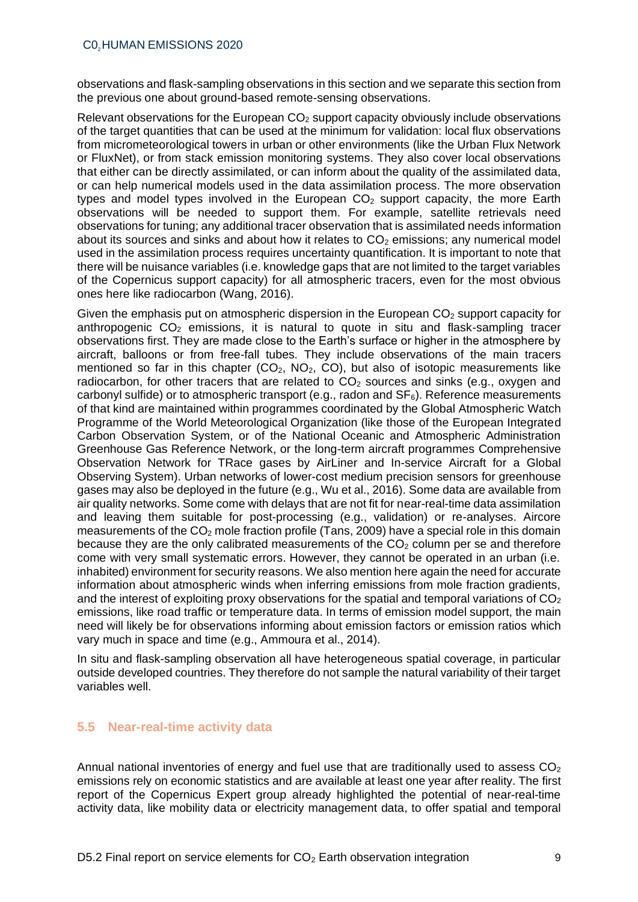observations and flask-sampling observations in this section and we separate this section from the previous one about ground-based remote-sensing observations.

Relevant observations for the European $CO_2$ support capacity obviously include observations of the target quantities that can be used at the minimum for validation: local flux observations from micrometeorological towers in urban or other environments (like the Urban Flux Network or FluxNet), or from stack emission monitoring systems. They also cover local observations that either can be directly assimilated, or can inform about the quality of the assimilated data, or can help numerical models used in the data assimilation process. The more observation types and model types involved in the European $CO_2$ support capacity, the more Earth observations will be needed to support them. For example, satellite retrievals need observations for tuning; any additional tracer observation that is assimilated needs information about its sources and sinks and about how it relates to $CO_2$ emissions; any numerical model used in the assimilation process requires uncertainty quantification. It is important to note that there will be nuisance variables (i.e. knowledge gaps that are not limited to the target variables of the Copernicus support capacity) for all atmospheric tracers, even for the most obvious ones here like radiocarbon (Wang, 2016).

Given the emphasis put on atmospheric dispersion in the European $CO_2$ support capacity for anthropogenic $CO_2$ emissions, it is natural to quote in situ and flask-sampling tracer observations first. They are made close to the Earth's surface or higher in the atmosphere by aircraft, balloons or from free-fall tubes. They include observations of the main tracers mentioned so far in this chapter ($CO_2$, $NO_2$, CO), but also of isotopic measurements like radiocarbon, for other tracers that are related to $CO_2$ sources and sinks (e.g., oxygen and carbonyl sulfide) or to atmospheric transport (e.g., radon and $SF_6$). Reference measurements of that kind are maintained within programmes coordinated by the Global Atmospheric Watch Programme of the World Meteorological Organization (like those of the European Integrated Carbon Observation System, or of the National Oceanic and Atmospheric Administration Greenhouse Gas Reference Network, or the long-term aircraft programmes Comprehensive Observation Network for TRace gases by AirLiner and In-service Aircraft for a Global Observing System). Urban networks of lower-cost medium precision sensors for greenhouse gases may also be deployed in the future (e.g., Wu et al., 2016). Some data are available from air quality networks. Some come with delays that are not fit for near-real-time data assimilation and leaving them suitable for post-processing (e.g., validation) or re-analyses. Aircore measurements of the $CO_2$ mole fraction profile (Tans, 2009) have a special role in this domain because they are the only calibrated measurements of the $CO_2$ column per se and therefore come with very small systematic errors. However, they cannot be operated in an urban (i.e. inhabited) environment for security reasons. We also mention here again the need for accurate information about atmospheric winds when inferring emissions from mole fraction gradients, and the interest of exploiting proxy observations for the spatial and temporal variations of $CO_2$ emissions, like road traffic or temperature data. In terms of emission model support, the main need will likely be for observations informing about emission factors or emission ratios which vary much in space and time (e.g., Ammoura et al., 2014).

In situ and flask-sampling observation all have heterogeneous spatial coverage, in particular outside developed countries. They therefore do not sample the natural variability of their target variables well.

## 5.5 Near-real-time activity data

Annual national inventories of energy and fuel use that are traditionally used to assess $CO_2$ emissions rely on economic statistics and are available at least one year after reality. The first report of the Copernicus Expert group already highlighted the potential of near-real-time activity data, like mobility data or electricity management data, to offer spatial and temporal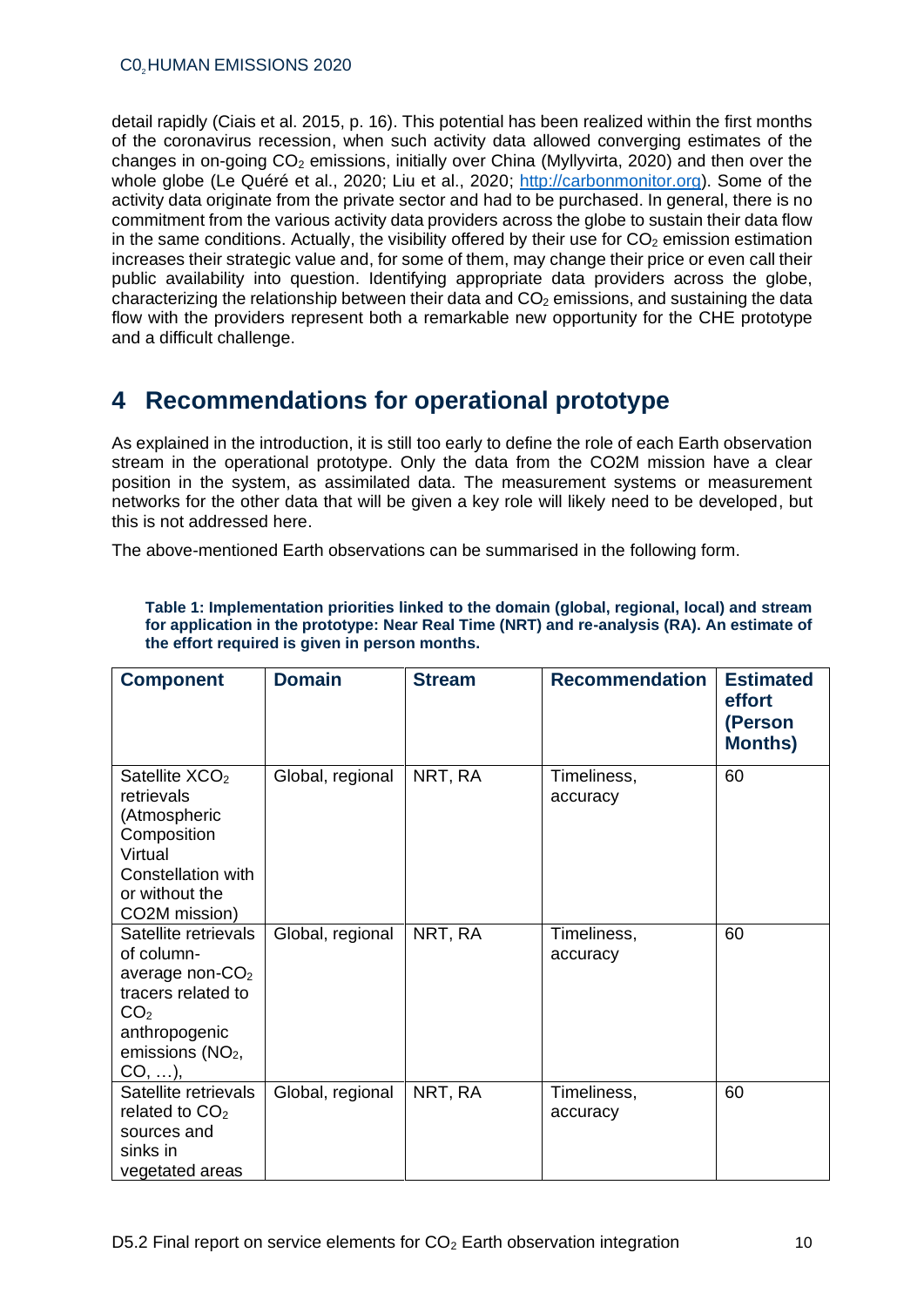detail rapidly (Ciais et al. 2015, p. 16). This potential has been realized within the first months of the coronavirus recession, when such activity data allowed converging estimates of the changes in on-going $CO_2$ emissions, initially over China (Myllyvirta, 2020) and then over the whole globe (Le Quéré et al., 2020; Liu et al., 2020; http://carbonmonitor.org). Some of the activity data originate from the private sector and had to be purchased. In general, there is no commitment from the various activity data providers across the globe to sustain their data flow in the same conditions. Actually, the visibility offered by their use for $CO_2$ emission estimation increases their strategic value and, for some of them, may change their price or even call their public availability into question. Identifying appropriate data providers across the globe, characterizing the relationship between their data and $CO_2$ emissions, and sustaining the data flow with the providers represent both a remarkable new opportunity for the CHE prototype and a difficult challenge.

# 4 Recommendations for operational prototype

As explained in the introduction, it is still too early to define the role of each Earth observation stream in the operational prototype. Only the data from the CO2M mission have a clear position in the system, as assimilated data. The measurement systems or measurement networks for the other data that will be given a key role will likely need to be developed, but this is not addressed here.

The above-mentioned Earth observations can be summarised in the following form.

**Table 1: Implementation priorities linked to the domain (global, regional, local) and stream for application in the prototype: Near Real Time (NRT) and re-analysis (RA). An estimate of the effort required is given in person months.**

| Component | Domain | Stream | Recommendation | Estimated effort (Person Months) |
|---|---|---|---|---|
| Satellite $XCO_2$ retrievals (Atmospheric Composition Virtual Constellation with or without the CO2M mission) | Global, regional | NRT, RA | Timeliness, accuracy | 60 |
| Satellite retrievals of column-average non-$CO_2$ tracers related to $CO_2$ anthropogenic emissions ($NO_2$, CO, …), | Global, regional | NRT, RA | Timeliness, accuracy | 60 |
| Satellite retrievals related to $CO_2$ sources and sinks in vegetated areas | Global, regional | NRT, RA | Timeliness, accuracy | 60 |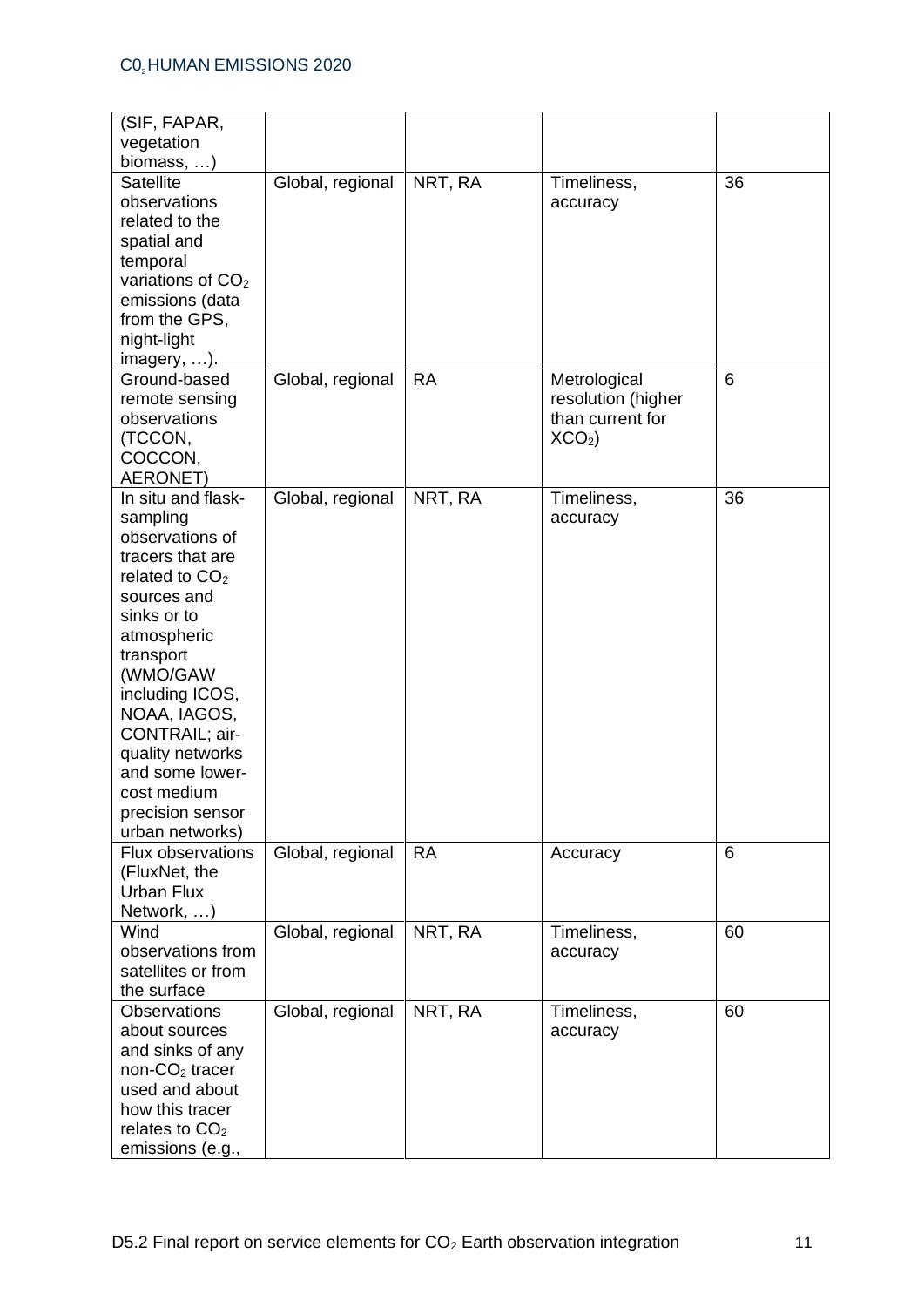| | | | | |
|---|---|---|---|---|
| (SIF, FAPAR, vegetation biomass, …) | | | | |
| Satellite observations related to the spatial and temporal variations of $CO_2$ emissions (data from the GPS, night-light imagery, …). | Global, regional | NRT, RA | Timeliness, accuracy | 36 |
| Ground-based remote sensing observations (TCCON, COCCON, AERONET) | Global, regional | RA | Metrological resolution (higher than current for $XCO_2$) | 6 |
| In situ and flask-sampling observations of tracers that are related to $CO_2$ sources and sinks or to atmospheric transport (WMO/GAW including ICOS, NOAA, IAGOS, CONTRAIL; air-quality networks and some lower-cost medium precision sensor urban networks) | Global, regional | NRT, RA | Timeliness, accuracy | 36 |
| Flux observations (FluxNet, the Urban Flux Network, …) | Global, regional | RA | Accuracy | 6 |
| Wind observations from satellites or from the surface | Global, regional | NRT, RA | Timeliness, accuracy | 60 |
| Observations about sources and sinks of any non-$CO_2$ tracer used and about how this tracer relates to $CO_2$ emissions (e.g., | Global, regional | NRT, RA | Timeliness, accuracy | 60 |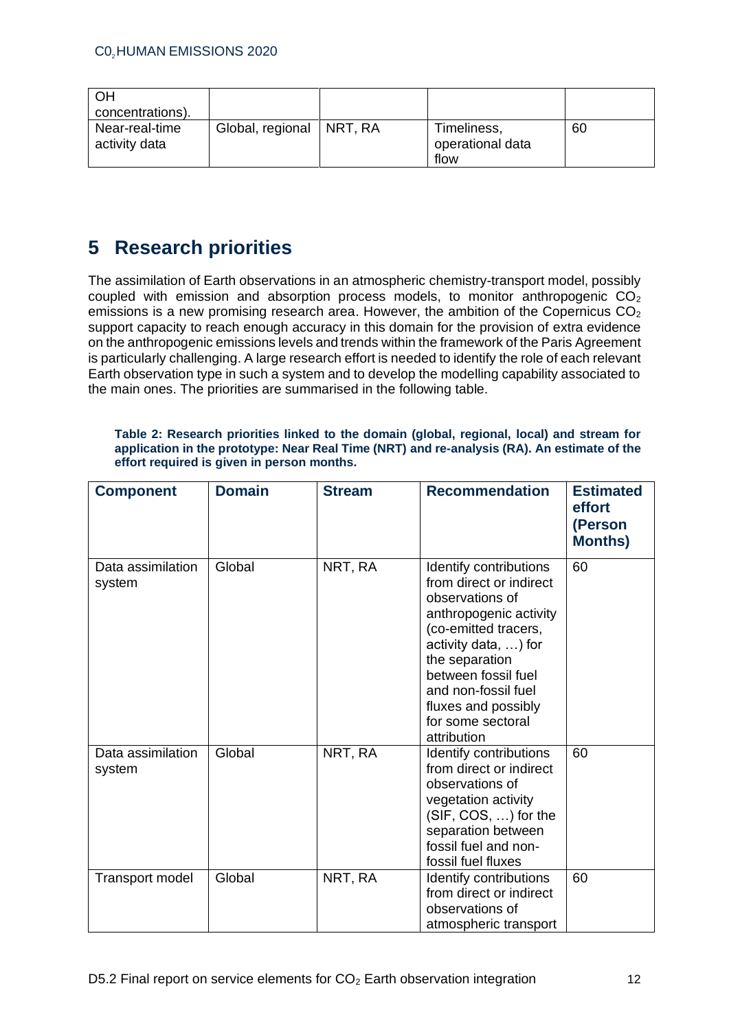| | | | | |
|---|---|---|---|---|
| OH concentrations). | | | | |
| Near-real-time activity data | Global, regional | NRT, RA | Timeliness, operational data flow | 60 |

# 5 Research priorities

The assimilation of Earth observations in an atmospheric chemistry-transport model, possibly coupled with emission and absorption process models, to monitor anthropogenic $CO_2$ emissions is a new promising research area. However, the ambition of the Copernicus $CO_2$ support capacity to reach enough accuracy in this domain for the provision of extra evidence on the anthropogenic emissions levels and trends within the framework of the Paris Agreement is particularly challenging. A large research effort is needed to identify the role of each relevant Earth observation type in such a system and to develop the modelling capability associated to the main ones. The priorities are summarised in the following table.

**Table 2: Research priorities linked to the domain (global, regional, local) and stream for application in the prototype: Near Real Time (NRT) and re-analysis (RA). An estimate of the effort required is given in person months.**

| Component | Domain | Stream | Recommendation | Estimated effort (Person Months) |
|---|---|---|---|---|
| Data assimilation system | Global | NRT, RA | Identify contributions from direct or indirect observations of anthropogenic activity (co-emitted tracers, activity data, …) for the separation between fossil fuel and non-fossil fuel fluxes and possibly for some sectoral attribution | 60 |
| Data assimilation system | Global | NRT, RA | Identify contributions from direct or indirect observations of vegetation activity (SIF, COS, …) for the separation between fossil fuel and non-fossil fuel fluxes | 60 |
| Transport model | Global | NRT, RA | Identify contributions from direct or indirect observations of atmospheric transport | 60 |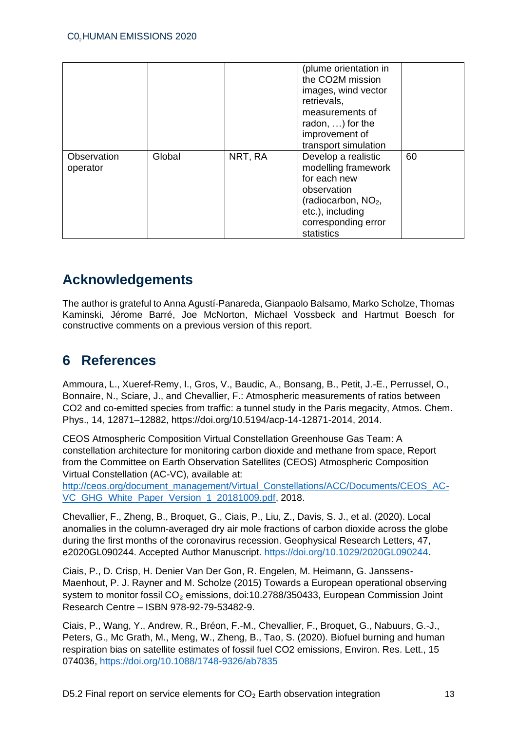|  |  |  | (plume orientation in the CO2M mission images, wind vector retrievals, measurements of radon, …) for the improvement of transport simulation |  |
|---|---|---|---|---|
| Observation operator | Global | NRT, RA | Develop a realistic modelling framework for each new observation (radiocarbon, $NO_2$, etc.), including corresponding error statistics | 60 |

## Acknowledgements

The author is grateful to Anna Agustí-Panareda, Gianpaolo Balsamo, Marko Scholze, Thomas Kaminski, Jérome Barré, Joe McNorton, Michael Vossbeck and Hartmut Boesch for constructive comments on a previous version of this report.

# 6 References

Ammoura, L., Xueref-Remy, I., Gros, V., Baudic, A., Bonsang, B., Petit, J.-E., Perrussel, O., Bonnaire, N., Sciare, J., and Chevallier, F.: Atmospheric measurements of ratios between CO2 and co-emitted species from traffic: a tunnel study in the Paris megacity, Atmos. Chem. Phys., 14, 12871–12882, https://doi.org/10.5194/acp-14-12871-2014, 2014.

CEOS Atmospheric Composition Virtual Constellation Greenhouse Gas Team: A constellation architecture for monitoring carbon dioxide and methane from space, Report from the Committee on Earth Observation Satellites (CEOS) Atmospheric Composition Virtual Constellation (AC-VC), available at: http://ceos.org/document_management/Virtual_Constellations/ACC/Documents/CEOS_AC-VC_GHG_White_Paper_Version_1_20181009.pdf, 2018.

Chevallier, F., Zheng, B., Broquet, G., Ciais, P., Liu, Z., Davis, S. J., et al. (2020). Local anomalies in the column-averaged dry air mole fractions of carbon dioxide across the globe during the first months of the coronavirus recession. Geophysical Research Letters, 47, e2020GL090244. Accepted Author Manuscript. https://doi.org/10.1029/2020GL090244.

Ciais, P., D. Crisp, H. Denier Van Der Gon, R. Engelen, M. Heimann, G. Janssens-Maenhout, P. J. Rayner and M. Scholze (2015) Towards a European operational observing system to monitor fossil $CO_2$ emissions, doi:10.2788/350433, European Commission Joint Research Centre – ISBN 978-92-79-53482-9.

Ciais, P., Wang, Y., Andrew, R., Bréon, F.-M., Chevallier, F., Broquet, G., Nabuurs, G.-J., Peters, G., Mc Grath, M., Meng, W., Zheng, B., Tao, S. (2020). Biofuel burning and human respiration bias on satellite estimates of fossil fuel CO2 emissions, Environ. Res. Lett., 15 074036, https://doi.org/10.1088/1748-9326/ab7835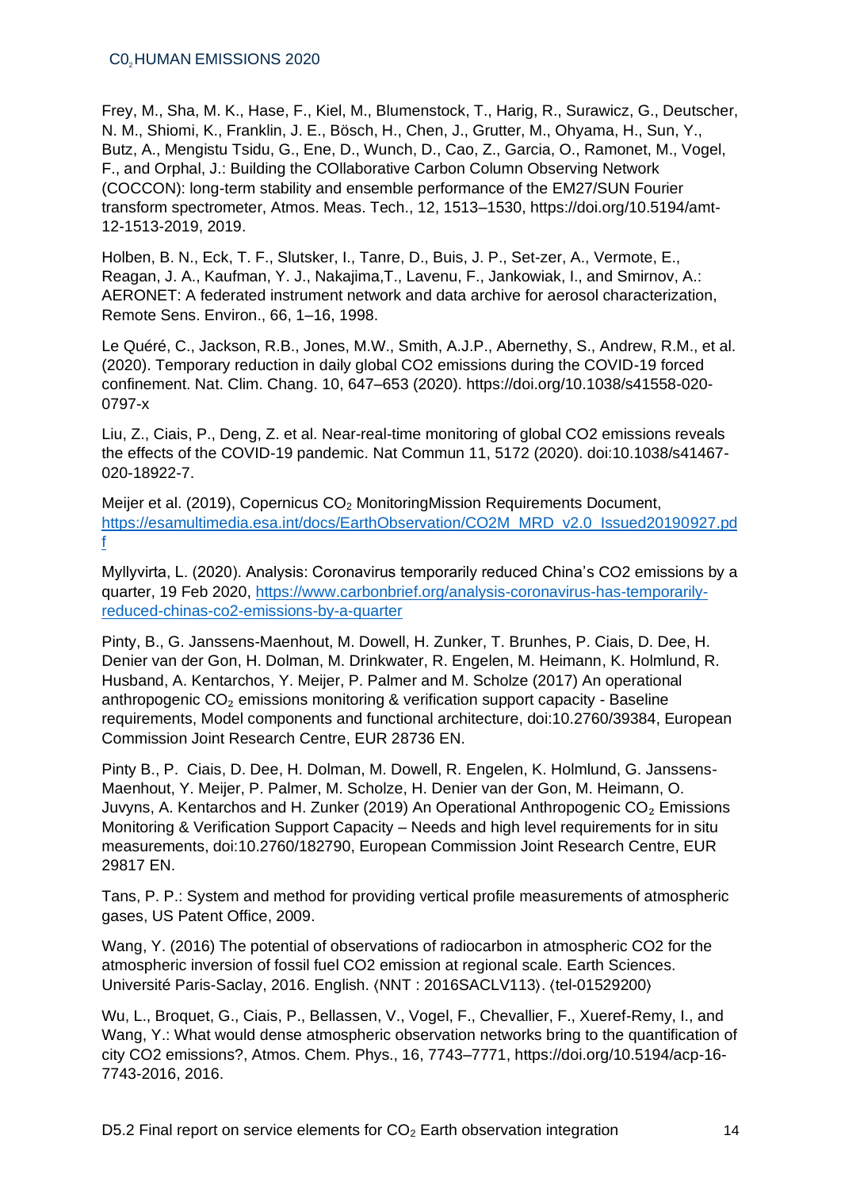Frey, M., Sha, M. K., Hase, F., Kiel, M., Blumenstock, T., Harig, R., Surawicz, G., Deutscher, N. M., Shiomi, K., Franklin, J. E., Bösch, H., Chen, J., Grutter, M., Ohyama, H., Sun, Y., Butz, A., Mengistu Tsidu, G., Ene, D., Wunch, D., Cao, Z., Garcia, O., Ramonet, M., Vogel, F., and Orphal, J.: Building the COllaborative Carbon Column Observing Network (COCCON): long-term stability and ensemble performance of the EM27/SUN Fourier transform spectrometer, Atmos. Meas. Tech., 12, 1513–1530, https://doi.org/10.5194/amt-12-1513-2019, 2019.

Holben, B. N., Eck, T. F., Slutsker, I., Tanre, D., Buis, J. P., Set-zer, A., Vermote, E., Reagan, J. A., Kaufman, Y. J., Nakajima,T., Lavenu, F., Jankowiak, I., and Smirnov, A.: AERONET: A federated instrument network and data archive for aerosol characterization, Remote Sens. Environ., 66, 1–16, 1998.

Le Quéré, C., Jackson, R.B., Jones, M.W., Smith, A.J.P., Abernethy, S., Andrew, R.M., et al. (2020). Temporary reduction in daily global CO2 emissions during the COVID-19 forced confinement. Nat. Clim. Chang. 10, 647–653 (2020). https://doi.org/10.1038/s41558-020-0797-x

Liu, Z., Ciais, P., Deng, Z. et al. Near-real-time monitoring of global CO2 emissions reveals the effects of the COVID-19 pandemic. Nat Commun 11, 5172 (2020). doi:10.1038/s41467-020-18922-7.

Meijer et al. (2019), Copernicus $CO_2$ MonitoringMission Requirements Document, https://esamultimedia.esa.int/docs/EarthObservation/CO2M_MRD_v2.0_Issued20190927.pdf

Myllyvirta, L. (2020). Analysis: Coronavirus temporarily reduced China's CO2 emissions by a quarter, 19 Feb 2020, https://www.carbonbrief.org/analysis-coronavirus-has-temporarily-reduced-chinas-co2-emissions-by-a-quarter

Pinty, B., G. Janssens-Maenhout, M. Dowell, H. Zunker, T. Brunhes, P. Ciais, D. Dee, H. Denier van der Gon, H. Dolman, M. Drinkwater, R. Engelen, M. Heimann, K. Holmlund, R. Husband, A. Kentarchos, Y. Meijer, P. Palmer and M. Scholze (2017) An operational anthropogenic $CO_2$ emissions monitoring & verification support capacity - Baseline requirements, Model components and functional architecture, doi:10.2760/39384, European Commission Joint Research Centre, EUR 28736 EN.

Pinty B., P. Ciais, D. Dee, H. Dolman, M. Dowell, R. Engelen, K. Holmlund, G. Janssens-Maenhout, Y. Meijer, P. Palmer, M. Scholze, H. Denier van der Gon, M. Heimann, O. Juvyns, A. Kentarchos and H. Zunker (2019) An Operational Anthropogenic $CO_2$ Emissions Monitoring & Verification Support Capacity – Needs and high level requirements for in situ measurements, doi:10.2760/182790, European Commission Joint Research Centre, EUR 29817 EN.

Tans, P. P.: System and method for providing vertical profile measurements of atmospheric gases, US Patent Office, 2009.

Wang, Y. (2016) The potential of observations of radiocarbon in atmospheric CO2 for the atmospheric inversion of fossil fuel CO2 emission at regional scale. Earth Sciences. Université Paris-Saclay, 2016. English. ⟨NNT : 2016SACLV113⟩. ⟨tel-01529200⟩

Wu, L., Broquet, G., Ciais, P., Bellassen, V., Vogel, F., Chevallier, F., Xueref-Remy, I., and Wang, Y.: What would dense atmospheric observation networks bring to the quantification of city CO2 emissions?, Atmos. Chem. Phys., 16, 7743–7771, https://doi.org/10.5194/acp-16-7743-2016, 2016.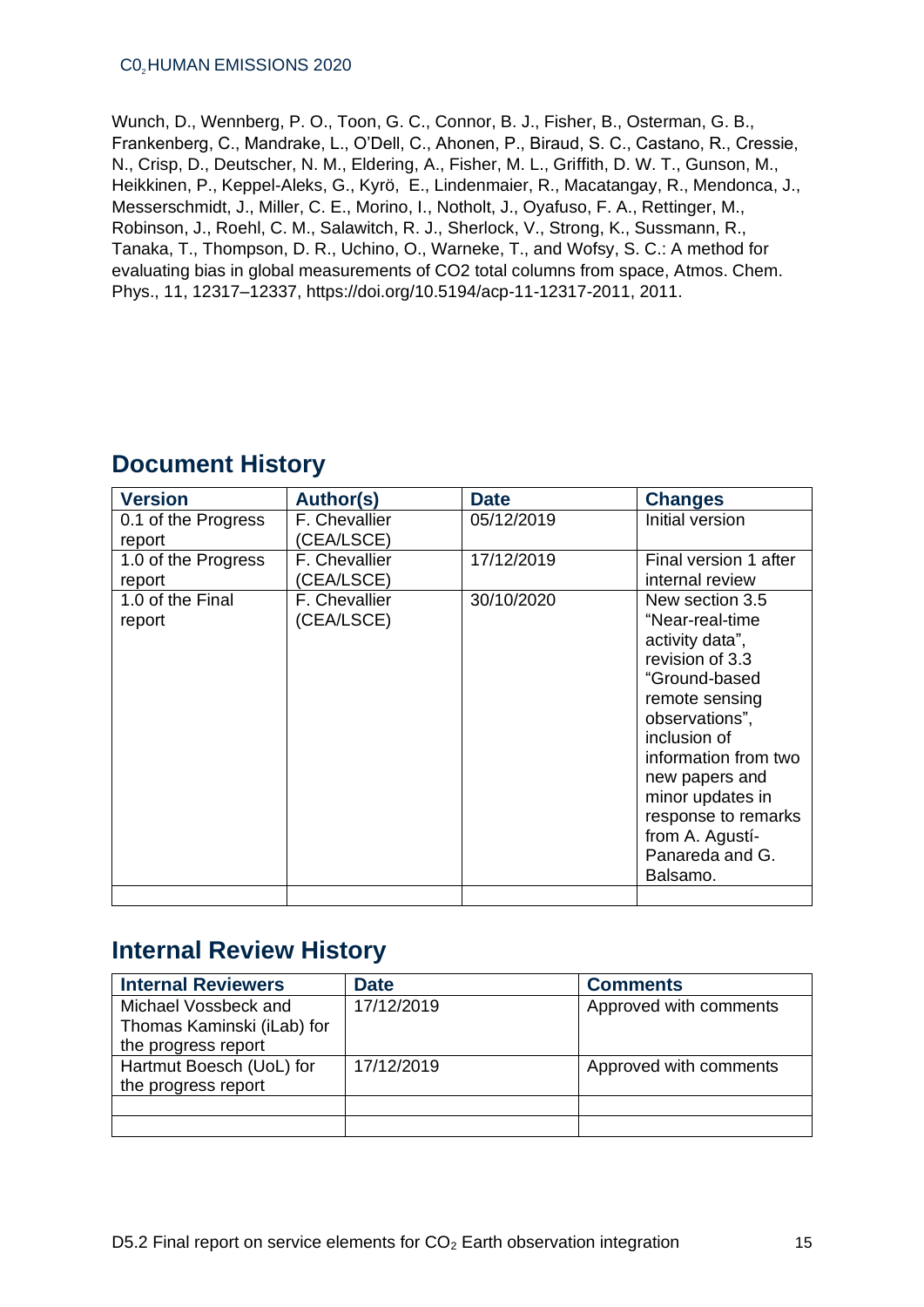Wunch, D., Wennberg, P. O., Toon, G. C., Connor, B. J., Fisher, B., Osterman, G. B., Frankenberg, C., Mandrake, L., O'Dell, C., Ahonen, P., Biraud, S. C., Castano, R., Cressie, N., Crisp, D., Deutscher, N. M., Eldering, A., Fisher, M. L., Griffith, D. W. T., Gunson, M., Heikkinen, P., Keppel-Aleks, G., Kyrö, E., Lindenmaier, R., Macatangay, R., Mendonca, J., Messerschmidt, J., Miller, C. E., Morino, I., Notholt, J., Oyafuso, F. A., Rettinger, M., Robinson, J., Roehl, C. M., Salawitch, R. J., Sherlock, V., Strong, K., Sussmann, R., Tanaka, T., Thompson, D. R., Uchino, O., Warneke, T., and Wofsy, S. C.: A method for evaluating bias in global measurements of CO2 total columns from space, Atmos. Chem. Phys., 11, 12317–12337, https://doi.org/10.5194/acp-11-12317-2011, 2011.

## Document History

| Version | Author(s) | Date | Changes |
|---|---|---|---|
| 0.1 of the Progress report | F. Chevallier (CEA/LSCE) | 05/12/2019 | Initial version |
| 1.0 of the Progress report | F. Chevallier (CEA/LSCE) | 17/12/2019 | Final version 1 after internal review |
| 1.0 of the Final report | F. Chevallier (CEA/LSCE) | 30/10/2020 | New section 3.5 "Near-real-time activity data", revision of 3.3 "Ground-based remote sensing observations", inclusion of information from two new papers and minor updates in response to remarks from A. Agustí-Panareda and G. Balsamo. |
| | | | |

## Internal Review History

| Internal Reviewers | Date | Comments |
|---|---|---|
| Michael Vossbeck and Thomas Kaminski (iLab) for the progress report | 17/12/2019 | Approved with comments |
| Hartmut Boesch (UoL) for the progress report | 17/12/2019 | Approved with comments |
| | | |
| | | |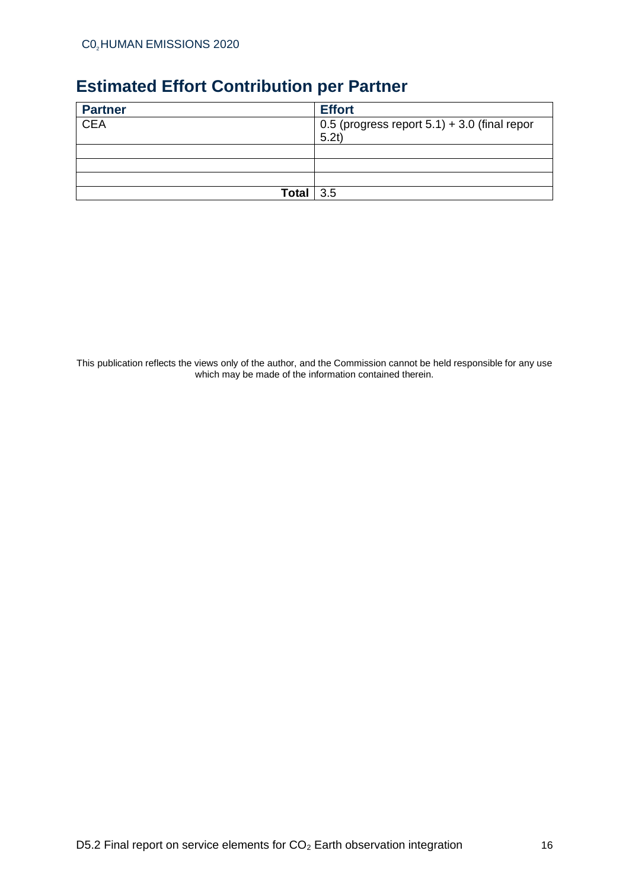## Estimated Effort Contribution per Partner

| Partner | Effort |
| --- | --- |
| CEA | 0.5 (progress report 5.1) + 3.0 (final repor 5.2t) |
| | |
| | |
| | |
| **Total** | 3.5 |

This publication reflects the views only of the author, and the Commission cannot be held responsible for any use which may be made of the information contained therein.